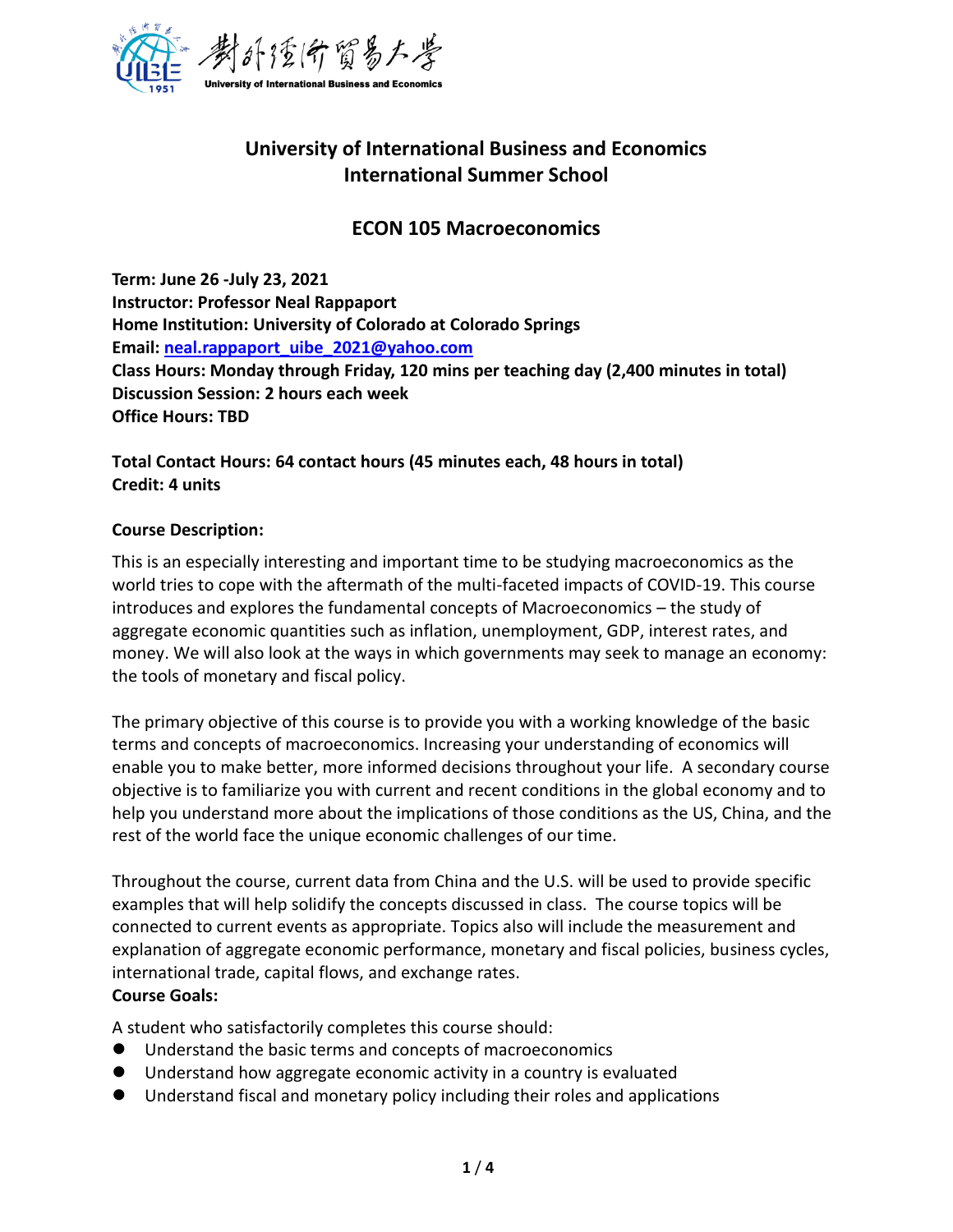# University of International Business and Economics
# International Summer School

## ECON 105 Macroeconomics

**Term: June 26 -July 23, 2021**
**Instructor: Professor Neal Rappaport**
**Home Institution: University of Colorado at Colorado Springs**
**Email: neal.rappaport_uibe_2021@yahoo.com**
**Class Hours: Monday through Friday, 120 mins per teaching day (2,400 minutes in total)**
**Discussion Session: 2 hours each week**
**Office Hours: TBD**

**Total Contact Hours: 64 contact hours (45 minutes each, 48 hours in total)**
**Credit: 4 units**

**Course Description:**

This is an especially interesting and important time to be studying macroeconomics as the world tries to cope with the aftermath of the multi-faceted impacts of COVID-19. This course introduces and explores the fundamental concepts of Macroeconomics – the study of aggregate economic quantities such as inflation, unemployment, GDP, interest rates, and money. We will also look at the ways in which governments may seek to manage an economy: the tools of monetary and fiscal policy.

The primary objective of this course is to provide you with a working knowledge of the basic terms and concepts of macroeconomics. Increasing your understanding of economics will enable you to make better, more informed decisions throughout your life. A secondary course objective is to familiarize you with current and recent conditions in the global economy and to help you understand more about the implications of those conditions as the US, China, and the rest of the world face the unique economic challenges of our time.

Throughout the course, current data from China and the U.S. will be used to provide specific examples that will help solidify the concepts discussed in class. The course topics will be connected to current events as appropriate. Topics also will include the measurement and explanation of aggregate economic performance, monetary and fiscal policies, business cycles, international trade, capital flows, and exchange rates.

**Course Goals:**

A student who satisfactorily completes this course should:

- Understand the basic terms and concepts of macroeconomics
- Understand how aggregate economic activity in a country is evaluated
- Understand fiscal and monetary policy including their roles and applications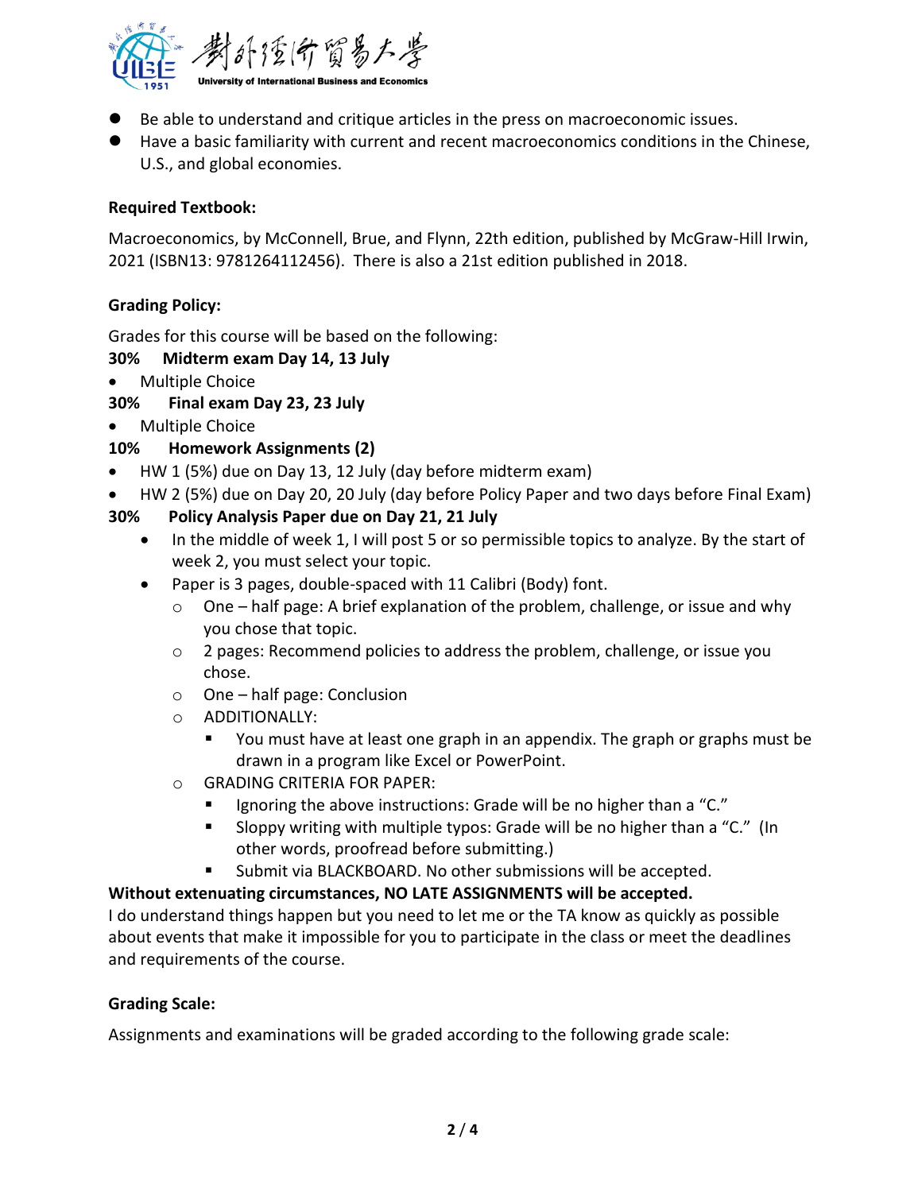- Be able to understand and critique articles in the press on macroeconomic issues.
- Have a basic familiarity with current and recent macroeconomics conditions in the Chinese, U.S., and global economies.

**Required Textbook:**

Macroeconomics, by McConnell, Brue, and Flynn, 22th edition, published by McGraw-Hill Irwin, 2021 (ISBN13: 9781264112456). There is also a 21st edition published in 2018.

**Grading Policy:**

Grades for this course will be based on the following:

**30% Midterm exam Day 14, 13 July**

- Multiple Choice

**30% Final exam Day 23, 23 July**

- Multiple Choice

**10% Homework Assignments (2)**

- HW 1 (5%) due on Day 13, 12 July (day before midterm exam)
- HW 2 (5%) due on Day 20, 20 July (day before Policy Paper and two days before Final Exam)

**30% Policy Analysis Paper due on Day 21, 21 July**

- In the middle of week 1, I will post 5 or so permissible topics to analyze. By the start of week 2, you must select your topic.
- Paper is 3 pages, double-spaced with 11 Calibri (Body) font.
  - One – half page: A brief explanation of the problem, challenge, or issue and why you chose that topic.
  - 2 pages: Recommend policies to address the problem, challenge, or issue you chose.
  - One – half page: Conclusion
  - ADDITIONALLY:
    - You must have at least one graph in an appendix. The graph or graphs must be drawn in a program like Excel or PowerPoint.
  - GRADING CRITERIA FOR PAPER:
    - Ignoring the above instructions: Grade will be no higher than a "C."
    - Sloppy writing with multiple typos: Grade will be no higher than a "C." (In other words, proofread before submitting.)
    - Submit via BLACKBOARD. No other submissions will be accepted.

**Without extenuating circumstances, NO LATE ASSIGNMENTS will be accepted.**

I do understand things happen but you need to let me or the TA know as quickly as possible about events that make it impossible for you to participate in the class or meet the deadlines and requirements of the course.

**Grading Scale:**

Assignments and examinations will be graded according to the following grade scale: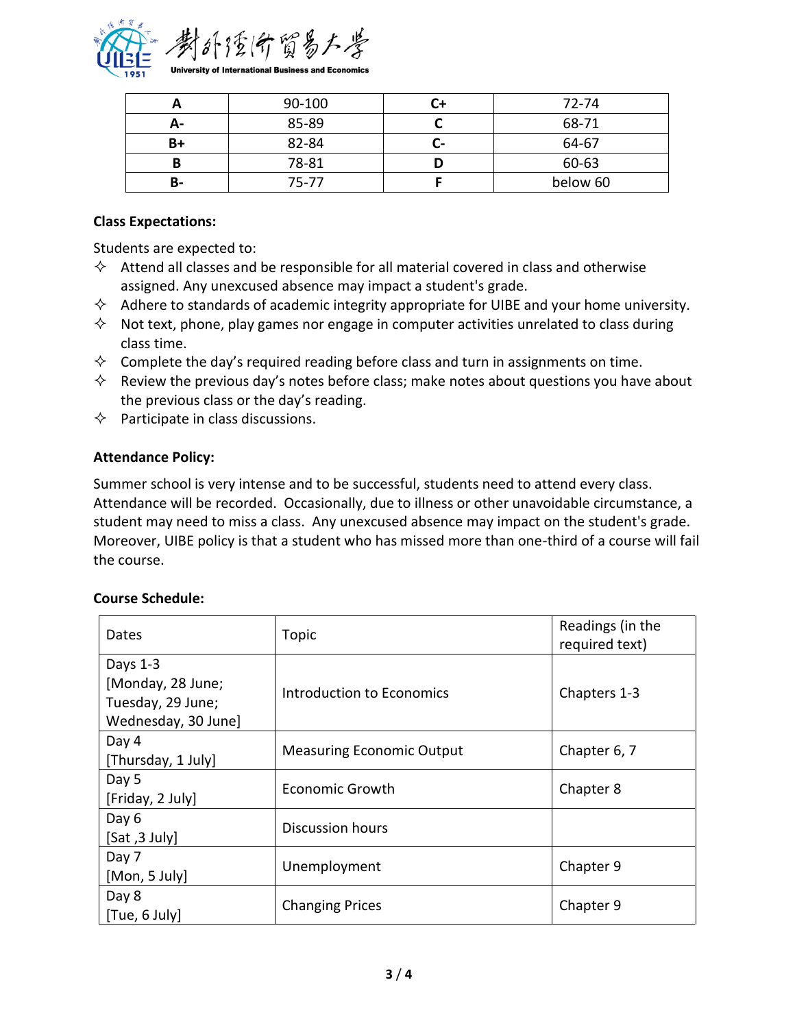| A | 90-100 | C+ | 72-74 |
|---|---|---|---|
| A- | 85-89 | C | 68-71 |
| B+ | 82-84 | C- | 64-67 |
| B | 78-81 | D | 60-63 |
| B- | 75-77 | F | below 60 |

**Class Expectations:**

Students are expected to:

- ✧ Attend all classes and be responsible for all material covered in class and otherwise assigned. Any unexcused absence may impact a student's grade.
- ✧ Adhere to standards of academic integrity appropriate for UIBE and your home university.
- ✧ Not text, phone, play games nor engage in computer activities unrelated to class during class time.
- ✧ Complete the day's required reading before class and turn in assignments on time.
- ✧ Review the previous day's notes before class; make notes about questions you have about the previous class or the day's reading.
- ✧ Participate in class discussions.

**Attendance Policy:**

Summer school is very intense and to be successful, students need to attend every class. Attendance will be recorded. Occasionally, due to illness or other unavoidable circumstance, a student may need to miss a class. Any unexcused absence may impact on the student's grade. Moreover, UIBE policy is that a student who has missed more than one-third of a course will fail the course.

**Course Schedule:**

| Dates | Topic | Readings (in the required text) |
|---|---|---|
| Days 1-3 [Monday, 28 June; Tuesday, 29 June; Wednesday, 30 June] | Introduction to Economics | Chapters 1-3 |
| Day 4 [Thursday, 1 July] | Measuring Economic Output | Chapter 6, 7 |
| Day 5 [Friday, 2 July] | Economic Growth | Chapter 8 |
| Day 6 [Sat ,3 July] | Discussion hours | |
| Day 7 [Mon, 5 July] | Unemployment | Chapter 9 |
| Day 8 [Tue, 6 July] | Changing Prices | Chapter 9 |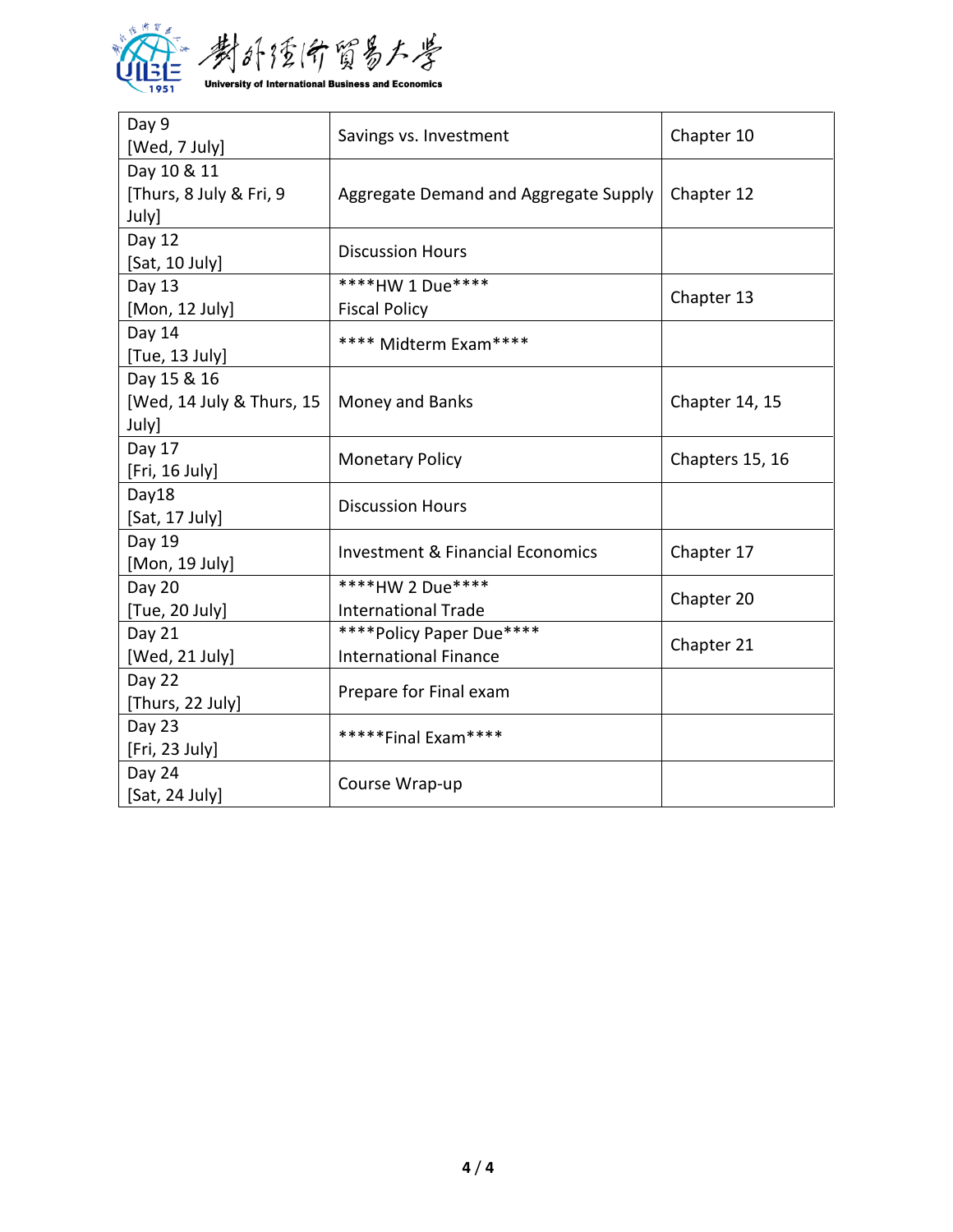| | | |
|---|---|---|
| Day 9<br>[Wed, 7 July] | Savings vs. Investment | Chapter 10 |
| Day 10 & 11<br>[Thurs, 8 July & Fri, 9 July] | Aggregate Demand and Aggregate Supply | Chapter 12 |
| Day 12<br>[Sat, 10 July] | Discussion Hours | |
| Day 13<br>[Mon, 12 July] | ****HW 1 Due****<br>Fiscal Policy | Chapter 13 |
| Day 14<br>[Tue, 13 July] | **** Midterm Exam**** | |
| Day 15 & 16<br>[Wed, 14 July & Thurs, 15 July] | Money and Banks | Chapter 14, 15 |
| Day 17<br>[Fri, 16 July] | Monetary Policy | Chapters 15, 16 |
| Day18<br>[Sat, 17 July] | Discussion Hours | |
| Day 19<br>[Mon, 19 July] | Investment & Financial Economics | Chapter 17 |
| Day 20<br>[Tue, 20 July] | ****HW 2 Due****<br>International Trade | Chapter 20 |
| Day 21<br>[Wed, 21 July] | ****Policy Paper Due****<br>International Finance | Chapter 21 |
| Day 22<br>[Thurs, 22 July] | Prepare for Final exam | |
| Day 23<br>[Fri, 23 July] | *****Final Exam**** | |
| Day 24<br>[Sat, 24 July] | Course Wrap-up | |